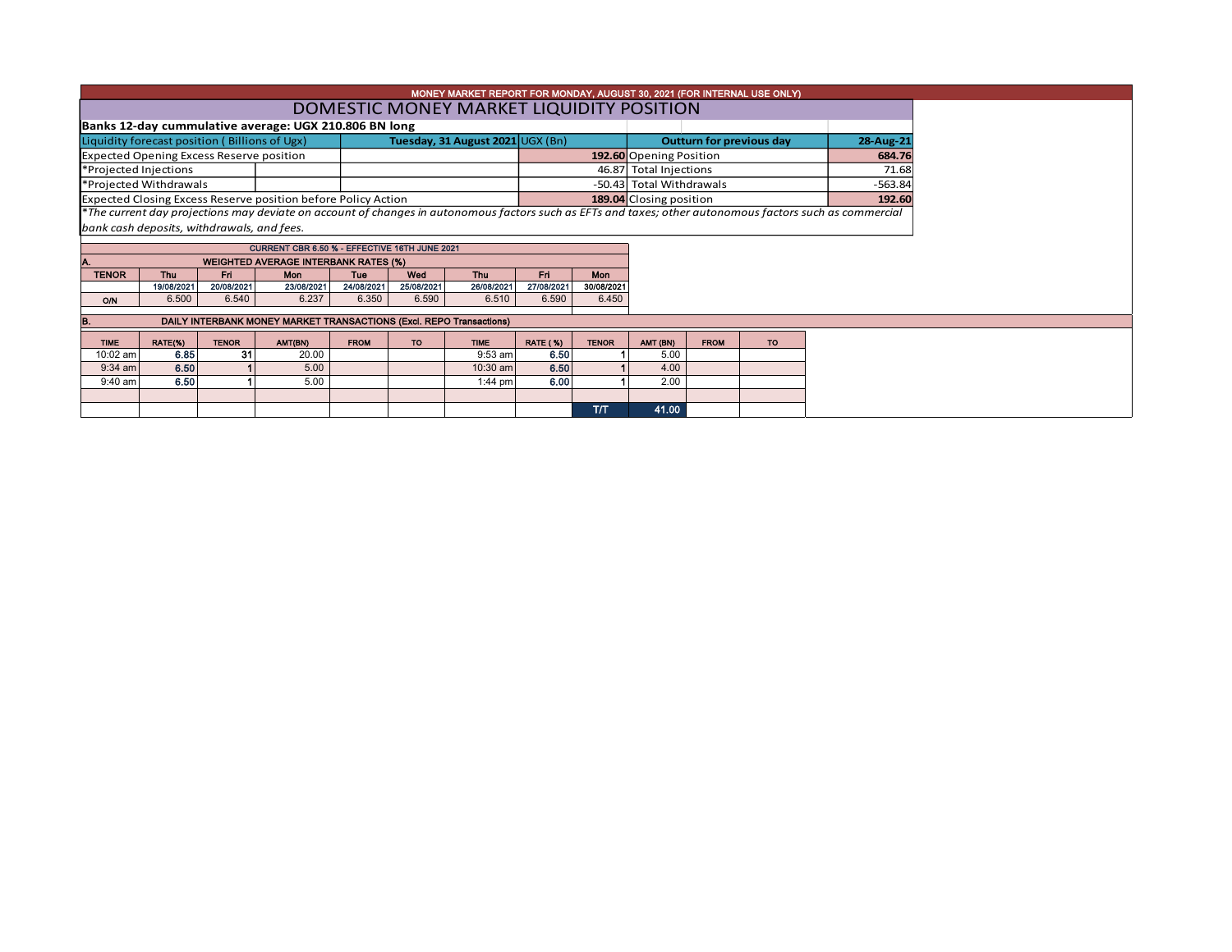MONEY MARKET REPORT FOR MONDAY, AUGUST 30, 2021 (FOR INTERNAL USE ONLY)

# DOMESTIC MONEY MARKET LIQUIDITY POSITION

**Banks 12-day cummulative average: UGX 210.806 BN long**

| Liquidity forecast position ( Billions of Ugx) | Tuesday, 31 August 2021 UGX (Bn) | Outturn for previous day | 28-Aug-21 |
|---|---|---|---|
| Expected Opening Excess Reserve position | **192.60** | Opening Position | **684.76** |
| *Projected Injections | 46.87 | Total Injections | 71.68 |
| *Projected Withdrawals | -50.43 | Total Withdrawals | -563.84 |
| Expected Closing Excess Reserve position before Policy Action | **189.04** | Closing position | **192.60** |

*\*The current day projections may deviate on account of changes in autonomous factors such as EFTs and taxes; other autonomous factors such as commercial bank cash deposits, withdrawals, and fees.*

CURRENT CBR 6.50 % - EFFECTIVE 16TH JUNE 2021

**A. WEIGHTED AVERAGE INTERBANK RATES (%)**

| TENOR | Thu 19/08/2021 | Fri 20/08/2021 | Mon 23/08/2021 | Tue 24/08/2021 | Wed 25/08/2021 | Thu 26/08/2021 | Fri 27/08/2021 | Mon 30/08/2021 |
|---|---|---|---|---|---|---|---|---|
| O/N | 6.500 | 6.540 | 6.237 | 6.350 | 6.590 | 6.510 | 6.590 | 6.450 |

**B. DAILY INTERBANK MONEY MARKET TRANSACTIONS (Excl. REPO Transactions)**

| TIME | RATE(%) | TENOR | AMT(BN) | FROM | TO | TIME | RATE ( %) | TENOR | AMT (BN) | FROM | TO |
|---|---|---|---|---|---|---|---|---|---|---|---|
| 10:02 am | **6.85** | **31** | 20.00 | | | 9:53 am | **6.50** | **1** | 5.00 | | |
| 9:34 am | **6.50** | **1** | 5.00 | | | 10:30 am | **6.50** | **1** | 4.00 | | |
| 9:40 am | **6.50** | **1** | 5.00 | | | 1:44 pm | **6.00** | **1** | 2.00 | | |
| | | | | | | | | | | | |
| | | | | | | | | T/T | **41.00** | | |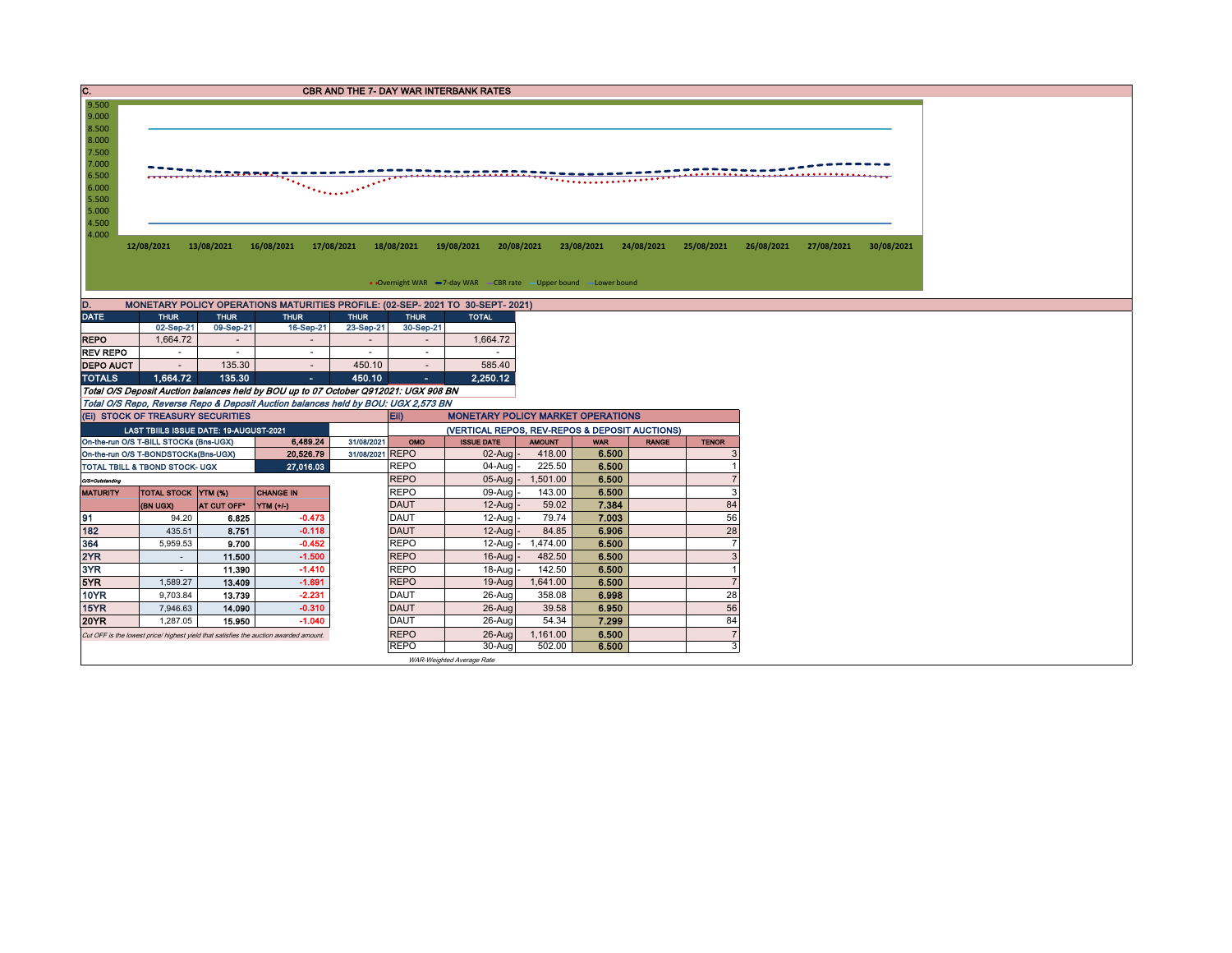## C. CBR AND THE 7- DAY WAR INTERBANK RATES

9.500
9.000
8.500
8.000
7.500
7.000
6.500
6.000
5.500
5.000
4.500
4.000

12/08/2021 13/08/2021 16/08/2021 17/08/2021 18/08/2021 19/08/2021 20/08/2021 23/08/2021 24/08/2021 25/08/2021 26/08/2021 27/08/2021 30/08/2021

Overnight WAR | 7-day WAR | CBR rate | Upper bound | Lower bound

## D. MONETARY POLICY OPERATIONS MATURITIES PROFILE: (02-SEP- 2021 TO 30-SEPT- 2021)

| DATE | THUR | THUR | THUR | THUR | THUR | TOTAL |
|---|---|---|---|---|---|---|
| | 02-Sep-21 | 09-Sep-21 | 16-Sep-21 | 23-Sep-21 | 30-Sep-21 | |
| REPO | 1,664.72 | - | - | - | - | 1,664.72 |
| REV REPO | - | - | - | - | - | - |
| DEPO AUCT | - | 135.30 | - | 450.10 | - | 585.40 |
| TOTALS | 1,664.72 | 135.30 | - | 450.10 | - | 2,250.12 |

*Total O/S Deposit Auction balances held by BOU up to 07 October Q912021: UGX 908 BN*

*Total O/S Repo, Reverse Repo & Deposit Auction balances held by BOU: UGX 2,573 BN*

## (Ei) STOCK OF TREASURY SECURITIES

| LAST TBIILS ISSUE DATE: 19-AUGUST-2021 | | |
|---|---|---|
| On-the-run O/S T-BILL STOCKs (Bns-UGX) | 6,489.24 | 31/08/2021 |
| On-the-run O/S T-BONDSTOCKs(Bns-UGX) | 20,526.79 | 31/08/2021 |
| TOTAL TBILL & TBOND STOCK- UGX | 27,016.03 | |

O/S=Outstanding

| MATURITY | TOTAL STOCK (BN UGX) | YTM (%) AT CUT OFF* | CHANGE IN YTM (+/-) |
|---|---|---|---|
| 91 | 94.20 | 6.825 | -0.473 |
| 182 | 435.51 | 8.751 | -0.118 |
| 364 | 5,959.53 | 9.700 | -0.452 |
| 2YR | - | 11.500 | -1.500 |
| 3YR | - | 11.390 | -1.410 |
| 5YR | 1,589.27 | 13.409 | -1.691 |
| 10YR | 9,703.84 | 13.739 | -2.231 |
| 15YR | 7,946.63 | 14.090 | -0.310 |
| 20YR | 1,287.05 | 15.950 | -1.040 |

*Cut OFF is the lowest price/ highest yield that satisfies the auction awarded amount.*

## Eii) MONETARY POLICY MARKET OPERATIONS

(VERTICAL REPOS, REV-REPOS & DEPOSIT AUCTIONS)

| OMO | ISSUE DATE | AMOUNT | WAR | RANGE | TENOR |
|---|---|---|---|---|---|
| REPO | 02-Aug | 418.00 | 6.500 | | 3 |
| REPO | 04-Aug | 225.50 | 6.500 | | 1 |
| REPO | 05-Aug | 1,501.00 | 6.500 | | 7 |
| REPO | 09-Aug | 143.00 | 6.500 | | 3 |
| DAUT | 12-Aug | 59.02 | 7.384 | | 84 |
| DAUT | 12-Aug | 79.74 | 7.003 | | 56 |
| DAUT | 12-Aug | 84.85 | 6.906 | | 28 |
| REPO | 12-Aug | 1,474.00 | 6.500 | | 7 |
| REPO | 16-Aug | 482.50 | 6.500 | | 3 |
| REPO | 18-Aug | 142.50 | 6.500 | | 1 |
| REPO | 19-Aug | 1,641.00 | 6.500 | | 7 |
| DAUT | 26-Aug | 358.08 | 6.998 | | 28 |
| DAUT | 26-Aug | 39.58 | 6.950 | | 56 |
| DAUT | 26-Aug | 54.34 | 7.299 | | 84 |
| REPO | 26-Aug | 1,161.00 | 6.500 | | 7 |
| REPO | 30-Aug | 502.00 | 6.500 | | 3 |

*WAR-Weighted Average Rate*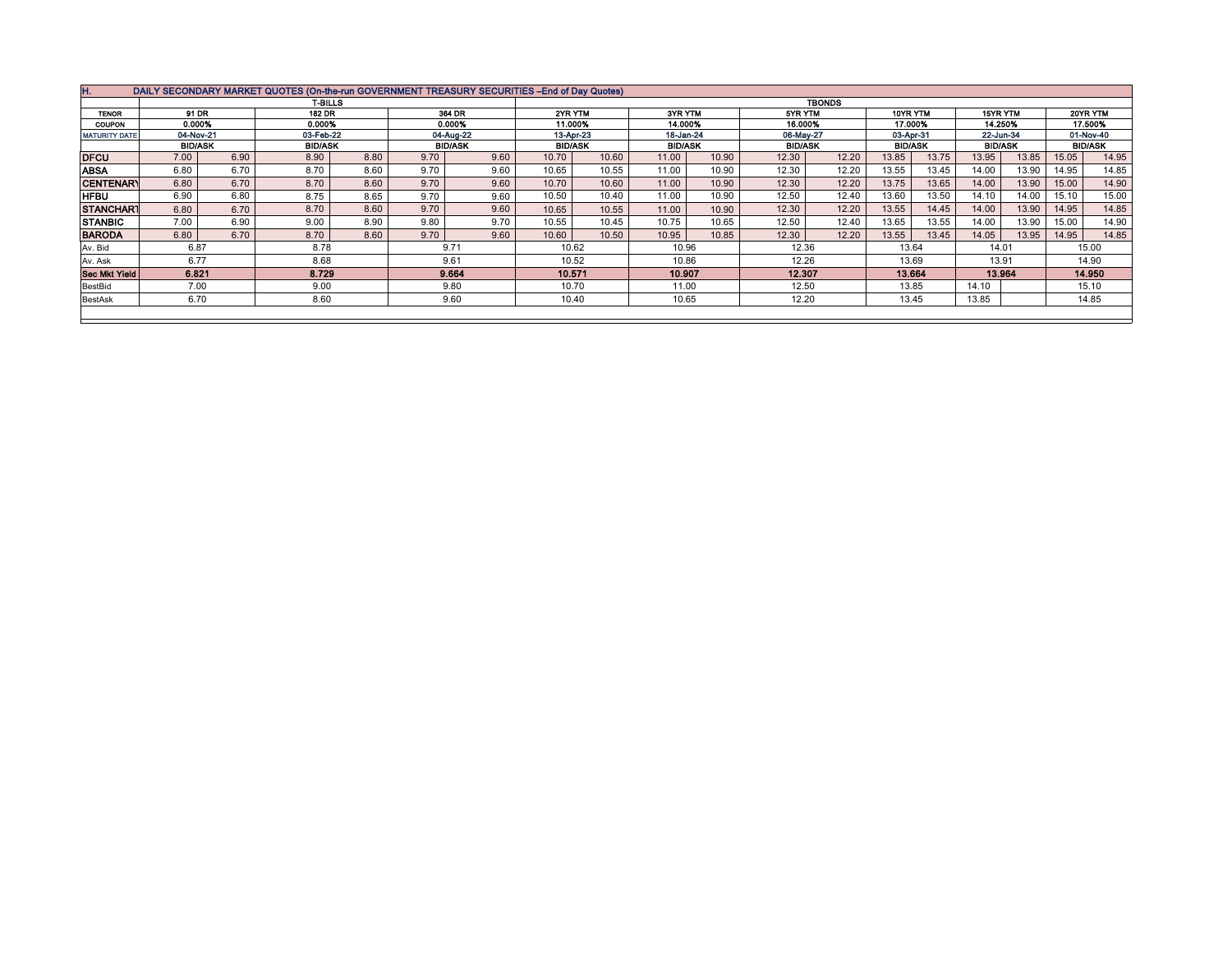| H. | DAILY SECONDARY MARKET QUOTES (On-the-run GOVERNMENT TREASURY SECURITIES –End of Day Quotes) | | | | | | | | | | | | | | | | | |
|---|---|---|---|---|---|---|---|---|---|---|---|---|---|---|---|---|---|---|
| | T-BILLS | | | | | | TBONDS | | | | | | | | | | | |
| TENOR | 91 DR | | 182 DR | | 364 DR | | 2YR YTM | | 3YR YTM | | 5YR YTM | | 10YR YTM | | 15YR YTM | | 20YR YTM | |
| COUPON | 0.000% | | 0.000% | | 0.000% | | 11.000% | | 14.000% | | 16.000% | | 17.000% | | 14.250% | | 17.500% | |
| MATURITY DATE | 04-Nov-21 | | 03-Feb-22 | | 04-Aug-22 | | 13-Apr-23 | | 18-Jan-24 | | 06-May-27 | | 03-Apr-31 | | 22-Jun-34 | | 01-Nov-40 | |
| | BID/ASK | | BID/ASK | | BID/ASK | | BID/ASK | | BID/ASK | | BID/ASK | | BID/ASK | | BID/ASK | | BID/ASK | |
| DFCU | 7.00 | 6.90 | 8.90 | 8.80 | 9.70 | 9.60 | 10.70 | 10.60 | 11.00 | 10.90 | 12.30 | 12.20 | 13.85 | 13.75 | 13.95 | 13.85 | 15.05 | 14.95 |
| ABSA | 6.80 | 6.70 | 8.70 | 8.60 | 9.70 | 9.60 | 10.65 | 10.55 | 11.00 | 10.90 | 12.30 | 12.20 | 13.55 | 13.45 | 14.00 | 13.90 | 14.95 | 14.85 |
| CENTENARY | 6.80 | 6.70 | 8.70 | 8.60 | 9.70 | 9.60 | 10.70 | 10.60 | 11.00 | 10.90 | 12.30 | 12.20 | 13.75 | 13.65 | 14.00 | 13.90 | 15.00 | 14.90 |
| HFBU | 6.90 | 6.80 | 8.75 | 8.65 | 9.70 | 9.60 | 10.50 | 10.40 | 11.00 | 10.90 | 12.50 | 12.40 | 13.60 | 13.50 | 14.10 | 14.00 | 15.10 | 15.00 |
| STANCHART | 6.80 | 6.70 | 8.70 | 8.60 | 9.70 | 9.60 | 10.65 | 10.55 | 11.00 | 10.90 | 12.30 | 12.20 | 13.55 | 14.45 | 14.00 | 13.90 | 14.95 | 14.85 |
| STANBIC | 7.00 | 6.90 | 9.00 | 8.90 | 9.80 | 9.70 | 10.55 | 10.45 | 10.75 | 10.65 | 12.50 | 12.40 | 13.65 | 13.55 | 14.00 | 13.90 | 15.00 | 14.90 |
| BARODA | 6.80 | 6.70 | 8.70 | 8.60 | 9.70 | 9.60 | 10.60 | 10.50 | 10.95 | 10.85 | 12.30 | 12.20 | 13.55 | 13.45 | 14.05 | 13.95 | 14.95 | 14.85 |
| Av. Bid | 6.87 | | 8.78 | | 9.71 | | 10.62 | | 10.96 | | 12.36 | | 13.64 | | 14.01 | | 15.00 | |
| Av. Ask | 6.77 | | 8.68 | | 9.61 | | 10.52 | | 10.86 | | 12.26 | | 13.69 | | 13.91 | | 14.90 | |
| Sec Mkt Yield | 6.821 | | 8.729 | | 9.664 | | 10.571 | | 10.907 | | 12.307 | | 13.664 | | 13.964 | | 14.950 | |
| BestBid | 7.00 | | 9.00 | | 9.80 | | 10.70 | | 11.00 | | 12.50 | | 13.85 | | 14.10 | | 15.10 | |
| BestAsk | 6.70 | | 8.60 | | 9.60 | | 10.40 | | 10.65 | | 12.20 | | 13.45 | | 13.85 | | 14.85 | |